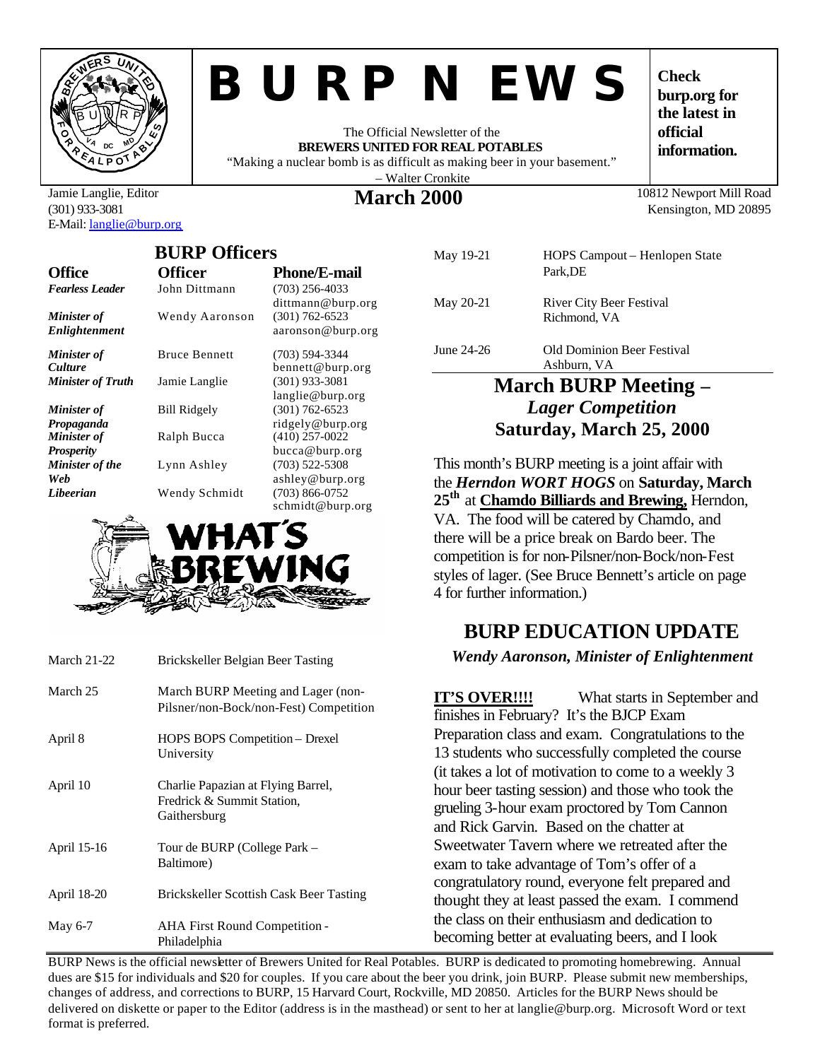# BURP NEWS

The Official Newsletter of the
**BREWERS UNITED FOR REAL POTABLES**
"Making a nuclear bomb is as difficult as making beer in your basement."
– Walter Cronkite

**Check burp.org for the latest in official information.**

Jamie Langlie, Editor
(301) 933-3081
E-Mail: langlie@burp.org

## March 2000

10812 Newport Mill Road
Kensington, MD 20895

## BURP Officers

| Office | Officer | Phone/E-mail |
|---|---|---|
| ***Fearless Leader*** | John Dittmann | (703) 256-4033 dittmann@burp.org |
| ***Minister of Enlightenment*** | Wendy Aaronson | (301) 762-6523 aaronson@burp.org |
| ***Minister of Culture*** | Bruce Bennett | (703) 594-3344 bennett@burp.org |
| ***Minister of Truth*** | Jamie Langlie | (301) 933-3081 langlie@burp.org |
| ***Minister of Propaganda*** | Bill Ridgely | (301) 762-6523 ridgely@burp.org |
| ***Minister of Prosperity*** | Ralph Bucca | (410) 257-0022 bucca@burp.org |
| ***Minister of the Web*** | Lynn Ashley | (703) 522-5308 ashley@burp.org |
| ***Libeerian*** | Wendy Schmidt | (703) 866-0752 schmidt@burp.org |

## WHAT'S BREWING

| | |
|---|---|
| March 21-22 | Brickskeller Belgian Beer Tasting |
| March 25 | March BURP Meeting and Lager (non-Pilsner/non-Bock/non-Fest) Competition |
| April 8 | HOPS BOPS Competition – Drexel University |
| April 10 | Charlie Papazian at Flying Barrel, Fredrick & Summit Station, Gaithersburg |
| April 15-16 | Tour de BURP (College Park – Baltimore) |
| April 18-20 | Brickskeller Scottish Cask Beer Tasting |
| May 6-7 | AHA First Round Competition - Philadelphia |
| May 19-21 | HOPS Campout – Henlopen State Park,DE |
| May 20-21 | River City Beer Festival Richmond, VA |
| June 24-26 | Old Dominion Beer Festival Ashburn, VA |

## March BURP Meeting – *Lager Competition* Saturday, March 25, 2000

This month's BURP meeting is a joint affair with the ***Herndon WORT HOGS*** on **Saturday, March 25th** at **Chamdo Billiards and Brewing,** Herndon, VA. The food will be catered by Chamdo, and there will be a price break on Bardo beer. The competition is for non-Pilsner/non-Bock/non-Fest styles of lager. (See Bruce Bennett's article on page 4 for further information.)

## BURP EDUCATION UPDATE

***Wendy Aaronson, Minister of Enlightenment***

**IT'S OVER!!!!** What starts in September and finishes in February? It's the BJCP Exam Preparation class and exam. Congratulations to the 13 students who successfully completed the course (it takes a lot of motivation to come to a weekly 3 hour beer tasting session) and those who took the grueling 3-hour exam proctored by Tom Cannon and Rick Garvin. Based on the chatter at Sweetwater Tavern where we retreated after the exam to take advantage of Tom's offer of a congratulatory round, everyone felt prepared and thought they at least passed the exam. I commend the class on their enthusiasm and dedication to becoming better at evaluating beers, and I look

BURP News is the official newsletter of Brewers United for Real Potables. BURP is dedicated to promoting homebrewing. Annual dues are $15 for individuals and $20 for couples. If you care about the beer you drink, join BURP. Please submit new memberships, changes of address, and corrections to BURP, 15 Harvard Court, Rockville, MD 20850. Articles for the BURP News should be delivered on diskette or paper to the Editor (address is in the masthead) or sent to her at langlie@burp.org. Microsoft Word or text format is preferred.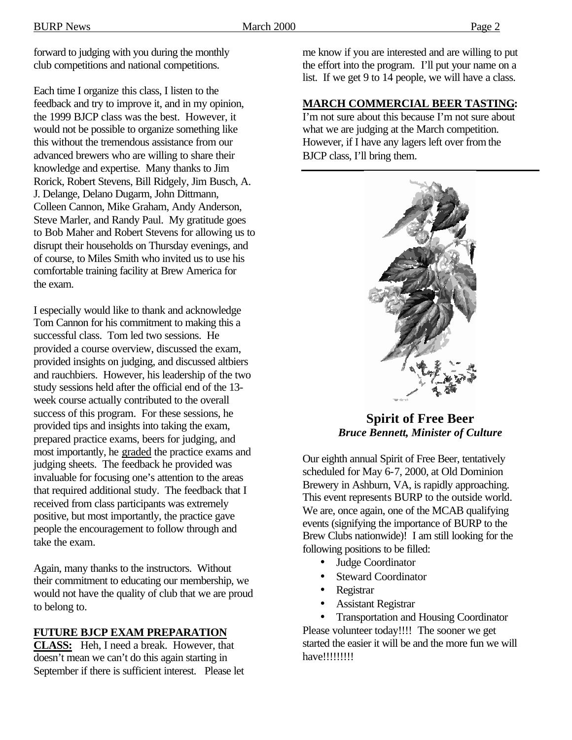forward to judging with you during the monthly club competitions and national competitions.

Each time I organize this class, I listen to the feedback and try to improve it, and in my opinion, the 1999 BJCP class was the best. However, it would not be possible to organize something like this without the tremendous assistance from our advanced brewers who are willing to share their knowledge and expertise. Many thanks to Jim Rorick, Robert Stevens, Bill Ridgely, Jim Busch, A. J. Delange, Delano Dugarm, John Dittmann, Colleen Cannon, Mike Graham, Andy Anderson, Steve Marler, and Randy Paul. My gratitude goes to Bob Maher and Robert Stevens for allowing us to disrupt their households on Thursday evenings, and of course, to Miles Smith who invited us to use his comfortable training facility at Brew America for the exam.

I especially would like to thank and acknowledge Tom Cannon for his commitment to making this a successful class. Tom led two sessions. He provided a course overview, discussed the exam, provided insights on judging, and discussed altbiers and rauchbiers. However, his leadership of the two study sessions held after the official end of the 13-week course actually contributed to the overall success of this program. For these sessions, he provided tips and insights into taking the exam, prepared practice exams, beers for judging, and most importantly, he graded the practice exams and judging sheets. The feedback he provided was invaluable for focusing one's attention to the areas that required additional study. The feedback that I received from class participants was extremely positive, but most importantly, the practice gave people the encouragement to follow through and take the exam.

Again, many thanks to the instructors. Without their commitment to educating our membership, we would not have the quality of club that we are proud to belong to.

**FUTURE BJCP EXAM PREPARATION CLASS:** Heh, I need a break. However, that doesn't mean we can't do this again starting in September if there is sufficient interest. Please let me know if you are interested and are willing to put the effort into the program. I'll put your name on a list. If we get 9 to 14 people, we will have a class.

**MARCH COMMERCIAL BEER TASTING:** I'm not sure about this because I'm not sure about what we are judging at the March competition. However, if I have any lagers left over from the BJCP class, I'll bring them.

## Spirit of Free Beer

***Bruce Bennett, Minister of Culture***

Our eighth annual Spirit of Free Beer, tentatively scheduled for May 6-7, 2000, at Old Dominion Brewery in Ashburn, VA, is rapidly approaching. This event represents BURP to the outside world. We are, once again, one of the MCAB qualifying events (signifying the importance of BURP to the Brew Clubs nationwide)! I am still looking for the following positions to be filled:

- Judge Coordinator
- Steward Coordinator
- Registrar
- Assistant Registrar
- Transportation and Housing Coordinator

Please volunteer today!!!! The sooner we get started the easier it will be and the more fun we will have!!!!!!!!!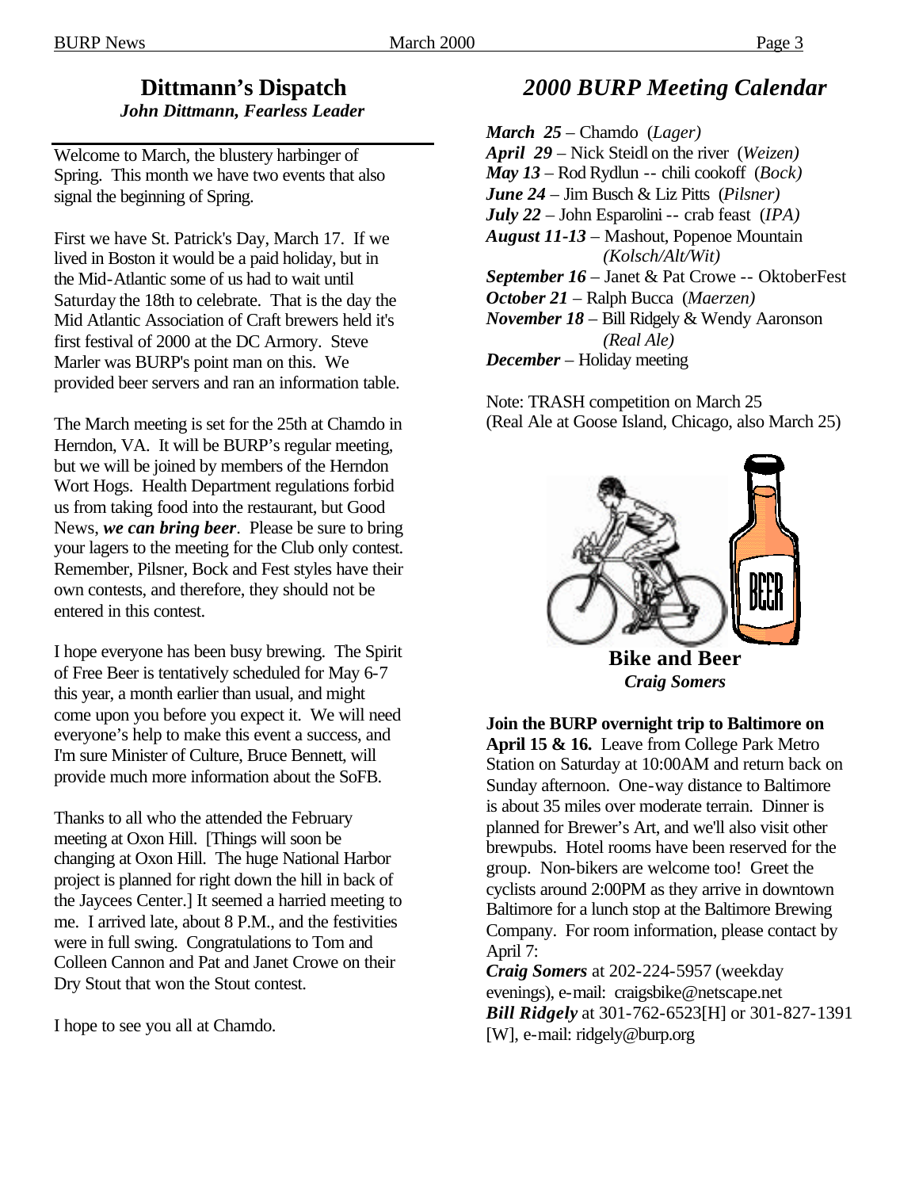## Dittmann's Dispatch

***John Dittmann, Fearless Leader***

Welcome to March, the blustery harbinger of Spring. This month we have two events that also signal the beginning of Spring.

First we have St. Patrick's Day, March 17. If we lived in Boston it would be a paid holiday, but in the Mid-Atlantic some of us had to wait until Saturday the 18th to celebrate. That is the day the Mid Atlantic Association of Craft brewers held it's first festival of 2000 at the DC Armory. Steve Marler was BURP's point man on this. We provided beer servers and ran an information table.

The March meeting is set for the 25th at Chamdo in Herndon, VA. It will be BURP's regular meeting, but we will be joined by members of the Herndon Wort Hogs. Health Department regulations forbid us from taking food into the restaurant, but Good News, ***we can bring beer***. Please be sure to bring your lagers to the meeting for the Club only contest. Remember, Pilsner, Bock and Fest styles have their own contests, and therefore, they should not be entered in this contest.

I hope everyone has been busy brewing. The Spirit of Free Beer is tentatively scheduled for May 6-7 this year, a month earlier than usual, and might come upon you before you expect it. We will need everyone's help to make this event a success, and I'm sure Minister of Culture, Bruce Bennett, will provide much more information about the SoFB.

Thanks to all who the attended the February meeting at Oxon Hill. [Things will soon be changing at Oxon Hill. The huge National Harbor project is planned for right down the hill in back of the Jaycees Center.] It seemed a harried meeting to me. I arrived late, about 8 P.M., and the festivities were in full swing. Congratulations to Tom and Colleen Cannon and Pat and Janet Crowe on their Dry Stout that won the Stout contest.

I hope to see you all at Chamdo.

## *2000 BURP Meeting Calendar*

***March 25*** – Chamdo (*Lager)*
***April 29*** – Nick Steidl on the river (*Weizen)*
***May 13*** – Rod Rydlun -- chili cookoff (*Bock)*
***June 24*** – Jim Busch & Liz Pitts (*Pilsner)*
***July 22*** – John Esparolini -- crab feast (*IPA)*
***August 11-13*** – Mashout, Popenoe Mountain *(Kolsch/Alt/Wit)*
***September 16*** – Janet & Pat Crowe -- OktoberFest
***October 21*** – Ralph Bucca (*Maerzen)*
***November 18*** – Bill Ridgely & Wendy Aaronson *(Real Ale)*
***December*** – Holiday meeting

Note: TRASH competition on March 25
(Real Ale at Goose Island, Chicago, also March 25)

### Bike and Beer

***Craig Somers***

**Join the BURP overnight trip to Baltimore on April 15 & 16.** Leave from College Park Metro Station on Saturday at 10:00AM and return back on Sunday afternoon. One-way distance to Baltimore is about 35 miles over moderate terrain. Dinner is planned for Brewer's Art, and we'll also visit other brewpubs. Hotel rooms have been reserved for the group. Non-bikers are welcome too! Greet the cyclists around 2:00PM as they arrive in downtown Baltimore for a lunch stop at the Baltimore Brewing Company. For room information, please contact by April 7:

***Craig Somers*** at 202-224-5957 (weekday evenings), e-mail: craigsbike@netscape.net
***Bill Ridgely*** at 301-762-6523[H] or 301-827-1391 [W], e-mail: ridgely@burp.org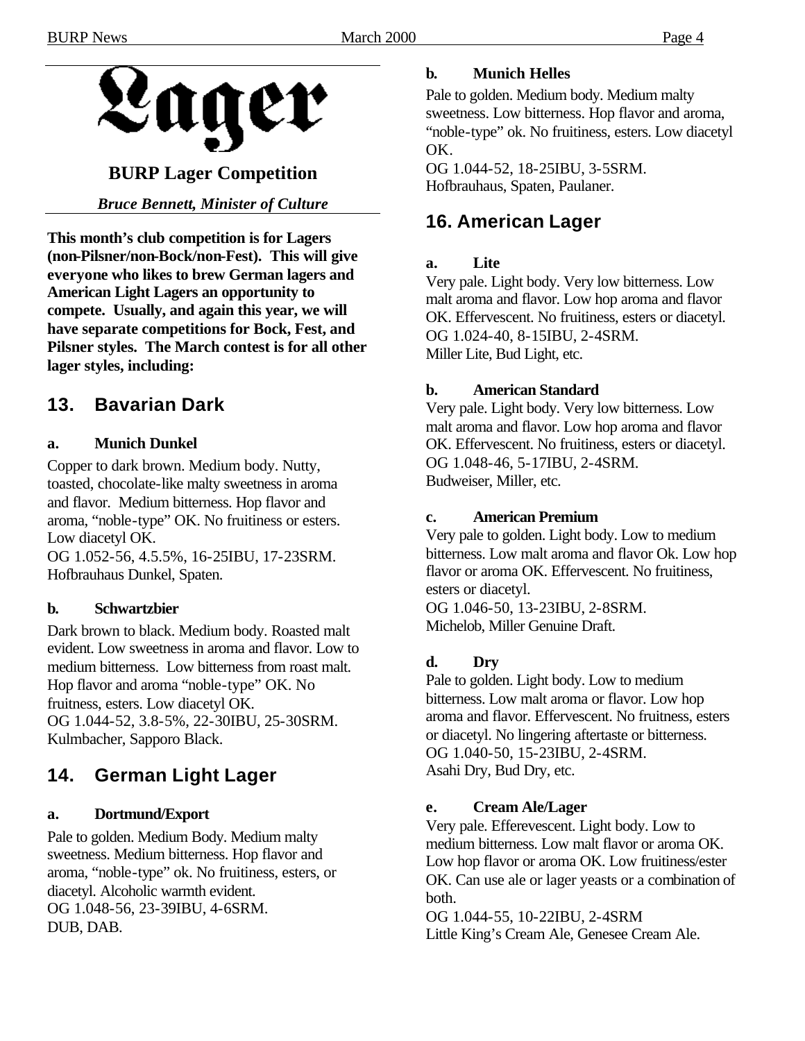# Lager

## BURP Lager Competition

*Bruce Bennett, Minister of Culture*

**This month's club competition is for Lagers (non-Pilsner/non-Bock/non-Fest). This will give everyone who likes to brew German lagers and American Light Lagers an opportunity to compete. Usually, and again this year, we will have separate competitions for Bock, Fest, and Pilsner styles. The March contest is for all other lager styles, including:**

## 13. Bavarian Dark

### a. Munich Dunkel

Copper to dark brown. Medium body. Nutty, toasted, chocolate-like malty sweetness in aroma and flavor. Medium bitterness. Hop flavor and aroma, "noble-type" OK. No fruitiness or esters. Low diacetyl OK.
OG 1.052-56, 4.5.5%, 16-25IBU, 17-23SRM.
Hofbrauhaus Dunkel, Spaten.

### b. Schwartzbier

Dark brown to black. Medium body. Roasted malt evident. Low sweetness in aroma and flavor. Low to medium bitterness. Low bitterness from roast malt. Hop flavor and aroma "noble-type" OK. No fruitiness, esters. Low diacetyl OK.
OG 1.044-52, 3.8-5%, 22-30IBU, 25-30SRM.
Kulmbacher, Sapporo Black.

## 14. German Light Lager

### a. Dortmund/Export

Pale to golden. Medium Body. Medium malty sweetness. Medium bitterness. Hop flavor and aroma, "noble-type" ok. No fruitiness, esters, or diacetyl. Alcoholic warmth evident.
OG 1.048-56, 23-39IBU, 4-6SRM.
DUB, DAB.

### b. Munich Helles

Pale to golden. Medium body. Medium malty sweetness. Low bitterness. Hop flavor and aroma, "noble-type" ok. No fruitiness, esters. Low diacetyl OK.
OG 1.044-52, 18-25IBU, 3-5SRM.
Hofbrauhaus, Spaten, Paulaner.

## 16. American Lager

### a. Lite

Very pale. Light body. Very low bitterness. Low malt aroma and flavor. Low hop aroma and flavor OK. Effervescent. No fruitiness, esters or diacetyl.
OG 1.024-40, 8-15IBU, 2-4SRM.
Miller Lite, Bud Light, etc.

### b. American Standard

Very pale. Light body. Very low bitterness. Low malt aroma and flavor. Low hop aroma and flavor OK. Effervescent. No fruitiness, esters or diacetyl.
OG 1.048-46, 5-17IBU, 2-4SRM.
Budweiser, Miller, etc.

### c. American Premium

Very pale to golden. Light body. Low to medium bitterness. Low malt aroma and flavor Ok. Low hop flavor or aroma OK. Effervescent. No fruitiness, esters or diacetyl.
OG 1.046-50, 13-23IBU, 2-8SRM.
Michelob, Miller Genuine Draft.

### d. Dry

Pale to golden. Light body. Low to medium bitterness. Low malt aroma or flavor. Low hop aroma and flavor. Effervescent. No fruitness, esters or diacetyl. No lingering aftertaste or bitterness.
OG 1.040-50, 15-23IBU, 2-4SRM.
Asahi Dry, Bud Dry, etc.

### e. Cream Ale/Lager

Very pale. Efferevescent. Light body. Low to medium bitterness. Low malt flavor or aroma OK. Low hop flavor or aroma OK. Low fruitiness/ester OK. Can use ale or lager yeasts or a combination of both.
OG 1.044-55, 10-22IBU, 2-4SRM
Little King's Cream Ale, Genesee Cream Ale.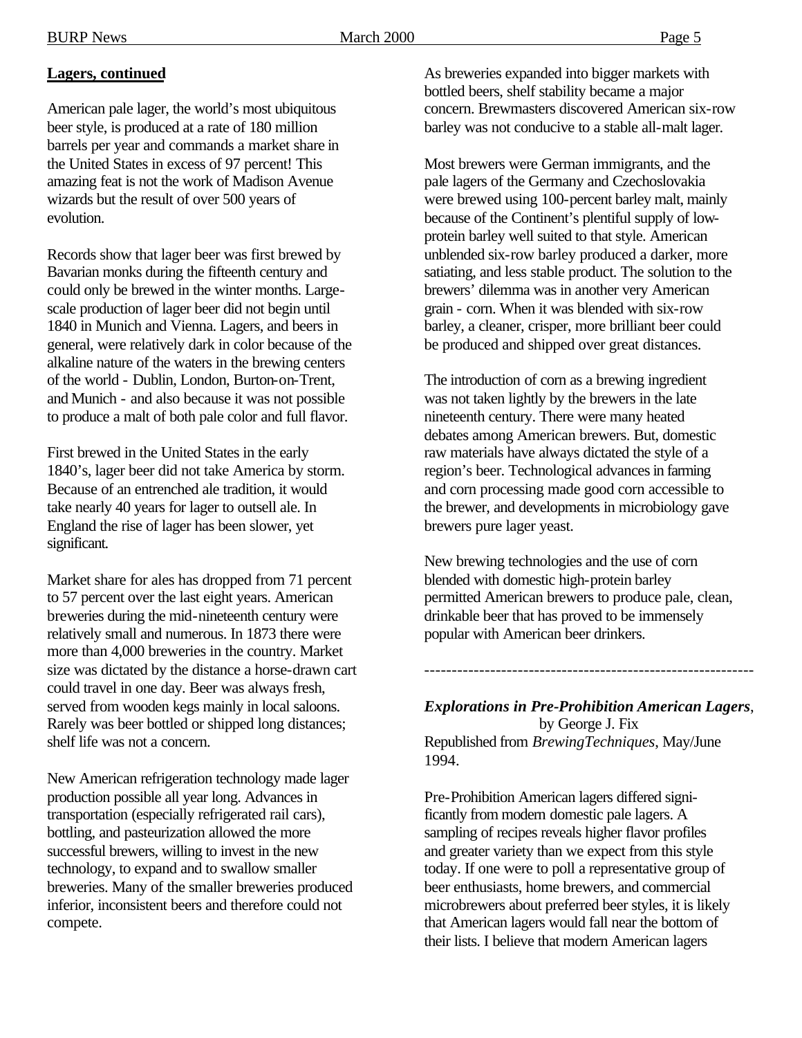## Lagers, continued

American pale lager, the world's most ubiquitous beer style, is produced at a rate of 180 million barrels per year and commands a market share in the United States in excess of 97 percent! This amazing feat is not the work of Madison Avenue wizards but the result of over 500 years of evolution.

Records show that lager beer was first brewed by Bavarian monks during the fifteenth century and could only be brewed in the winter months. Large-scale production of lager beer did not begin until 1840 in Munich and Vienna. Lagers, and beers in general, were relatively dark in color because of the alkaline nature of the waters in the brewing centers of the world - Dublin, London, Burton-on-Trent, and Munich - and also because it was not possible to produce a malt of both pale color and full flavor.

First brewed in the United States in the early 1840's, lager beer did not take America by storm. Because of an entrenched ale tradition, it would take nearly 40 years for lager to outsell ale. In England the rise of lager has been slower, yet significant.

Market share for ales has dropped from 71 percent to 57 percent over the last eight years. American breweries during the mid-nineteenth century were relatively small and numerous. In 1873 there were more than 4,000 breweries in the country. Market size was dictated by the distance a horse-drawn cart could travel in one day. Beer was always fresh, served from wooden kegs mainly in local saloons. Rarely was beer bottled or shipped long distances; shelf life was not a concern.

New American refrigeration technology made lager production possible all year long. Advances in transportation (especially refrigerated rail cars), bottling, and pasteurization allowed the more successful brewers, willing to invest in the new technology, to expand and to swallow smaller breweries. Many of the smaller breweries produced inferior, inconsistent beers and therefore could not compete.

As breweries expanded into bigger markets with bottled beers, shelf stability became a major concern. Brewmasters discovered American six-row barley was not conducive to a stable all-malt lager.

Most brewers were German immigrants, and the pale lagers of the Germany and Czechoslovakia were brewed using 100-percent barley malt, mainly because of the Continent's plentiful supply of low-protein barley well suited to that style. American unblended six-row barley produced a darker, more satiating, and less stable product. The solution to the brewers' dilemma was in another very American grain - corn. When it was blended with six-row barley, a cleaner, crisper, more brilliant beer could be produced and shipped over great distances.

The introduction of corn as a brewing ingredient was not taken lightly by the brewers in the late nineteenth century. There were many heated debates among American brewers. But, domestic raw materials have always dictated the style of a region's beer. Technological advances in farming and corn processing made good corn accessible to the brewer, and developments in microbiology gave brewers pure lager yeast.

New brewing technologies and the use of corn blended with domestic high-protein barley permitted American brewers to produce pale, clean, drinkable beer that has proved to be immensely popular with American beer drinkers.

---

***Explorations in Pre-Prohibition American Lagers***, by George J. Fix

Republished from *BrewingTechniques*, May/June 1994.

Pre-Prohibition American lagers differed significantly from modern domestic pale lagers. A sampling of recipes reveals higher flavor profiles and greater variety than we expect from this style today. If one were to poll a representative group of beer enthusiasts, home brewers, and commercial microbrewers about preferred beer styles, it is likely that American lagers would fall near the bottom of their lists. I believe that modern American lagers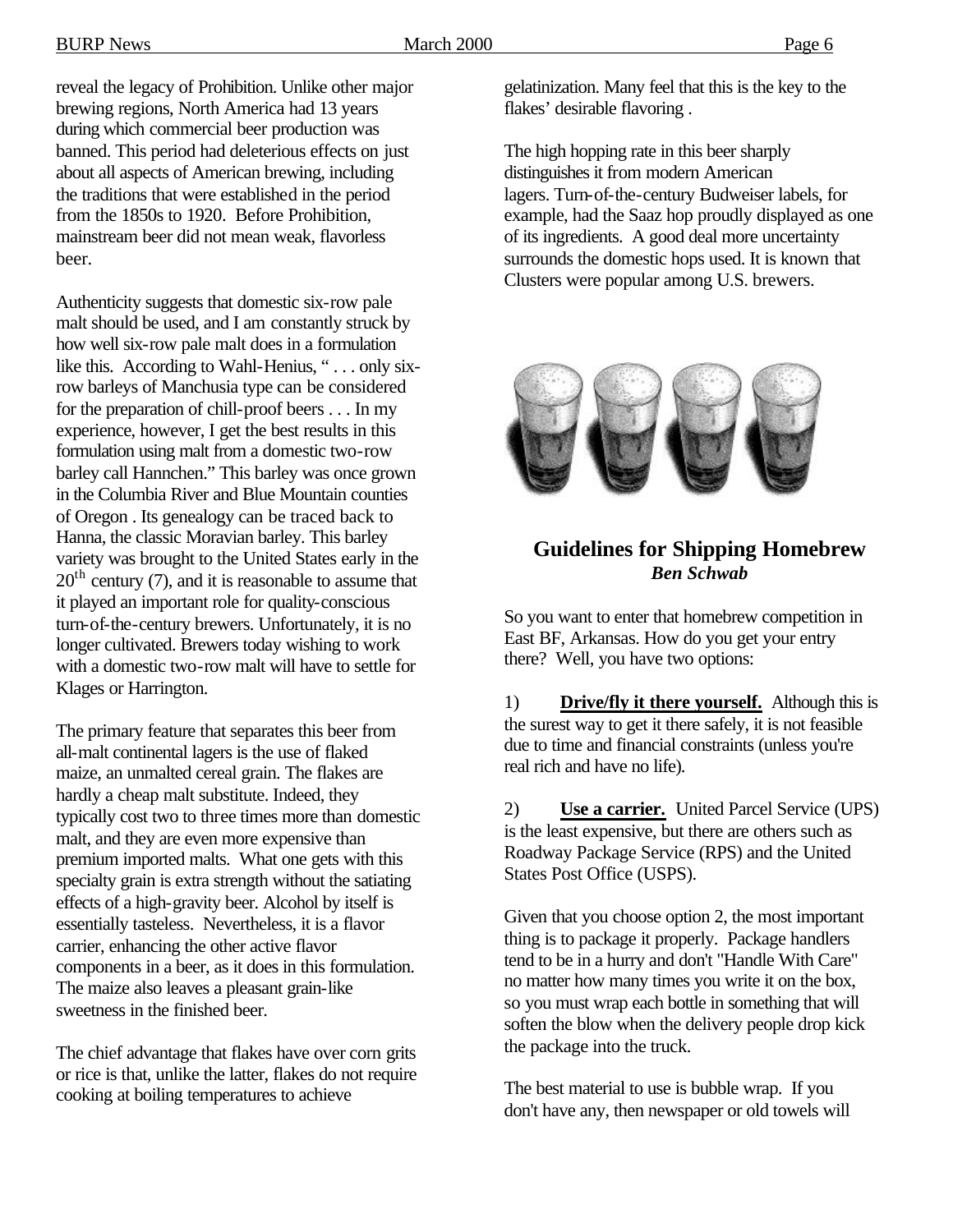reveal the legacy of Prohibition. Unlike other major brewing regions, North America had 13 years during which commercial beer production was banned. This period had deleterious effects on just about all aspects of American brewing, including the traditions that were established in the period from the 1850s to 1920. Before Prohibition, mainstream beer did not mean weak, flavorless beer.

Authenticity suggests that domestic six-row pale malt should be used, and I am constantly struck by how well six-row pale malt does in a formulation like this. According to Wahl-Henius, " . . . only six-row barleys of Manchusia type can be considered for the preparation of chill-proof beers . . . In my experience, however, I get the best results in this formulation using malt from a domestic two-row barley call Hannchen." This barley was once grown in the Columbia River and Blue Mountain counties of Oregon . Its genealogy can be traced back to Hanna, the classic Moravian barley. This barley variety was brought to the United States early in the $20^{th}$ century (7), and it is reasonable to assume that it played an important role for quality-conscious turn-of-the-century brewers. Unfortunately, it is no longer cultivated. Brewers today wishing to work with a domestic two-row malt will have to settle for Klages or Harrington.

The primary feature that separates this beer from all-malt continental lagers is the use of flaked maize, an unmalted cereal grain. The flakes are hardly a cheap malt substitute. Indeed, they typically cost two to three times more than domestic malt, and they are even more expensive than premium imported malts. What one gets with this specialty grain is extra strength without the satiating effects of a high-gravity beer. Alcohol by itself is essentially tasteless. Nevertheless, it is a flavor carrier, enhancing the other active flavor components in a beer, as it does in this formulation. The maize also leaves a pleasant grain-like sweetness in the finished beer.

The chief advantage that flakes have over corn grits or rice is that, unlike the latter, flakes do not require cooking at boiling temperatures to achieve gelatinization. Many feel that this is the key to the flakes' desirable flavoring .

The high hopping rate in this beer sharply distinguishes it from modern American lagers. Turn-of-the-century Budweiser labels, for example, had the Saaz hop proudly displayed as one of its ingredients. A good deal more uncertainty surrounds the domestic hops used. It is known that Clusters were popular among U.S. brewers.

## Guidelines for Shipping Homebrew

***Ben Schwab***

So you want to enter that homebrew competition in East BF, Arkansas. How do you get your entry there? Well, you have two options:

1) **Drive/fly it there yourself.** Although this is the surest way to get it there safely, it is not feasible due to time and financial constraints (unless you're real rich and have no life).

2) **Use a carrier.** United Parcel Service (UPS) is the least expensive, but there are others such as Roadway Package Service (RPS) and the United States Post Office (USPS).

Given that you choose option 2, the most important thing is to package it properly. Package handlers tend to be in a hurry and don't "Handle With Care" no matter how many times you write it on the box, so you must wrap each bottle in something that will soften the blow when the delivery people drop kick the package into the truck.

The best material to use is bubble wrap. If you don't have any, then newspaper or old towels will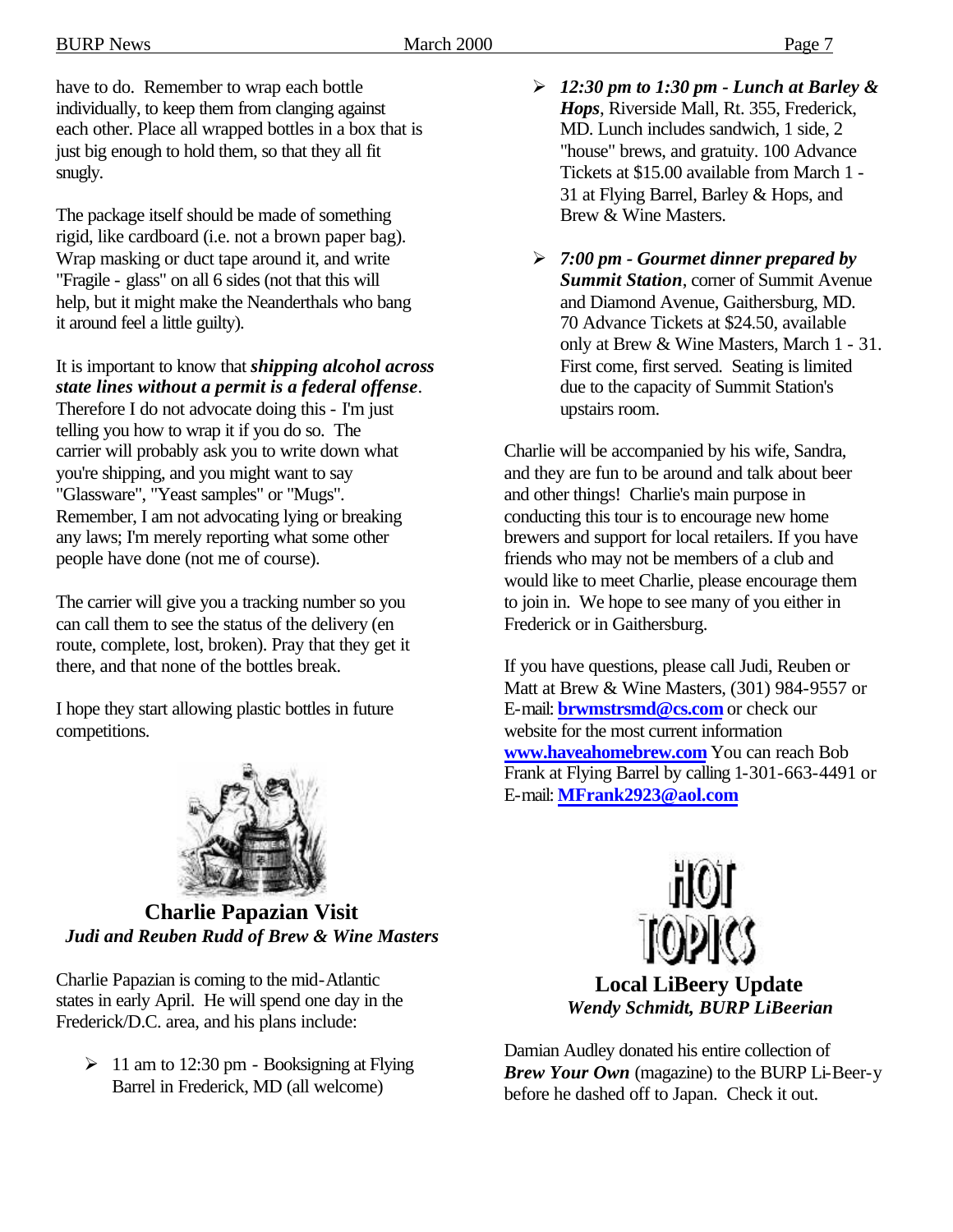have to do. Remember to wrap each bottle individually, to keep them from clanging against each other. Place all wrapped bottles in a box that is just big enough to hold them, so that they all fit snugly.

The package itself should be made of something rigid, like cardboard (i.e. not a brown paper bag). Wrap masking or duct tape around it, and write "Fragile - glass" on all 6 sides (not that this will help, but it might make the Neanderthals who bang it around feel a little guilty).

It is important to know that ***shipping alcohol across state lines without a permit is a federal offense***. Therefore I do not advocate doing this - I'm just telling you how to wrap it if you do so. The carrier will probably ask you to write down what you're shipping, and you might want to say "Glassware", "Yeast samples" or "Mugs". Remember, I am not advocating lying or breaking any laws; I'm merely reporting what some other people have done (not me of course).

The carrier will give you a tracking number so you can call them to see the status of the delivery (en route, complete, lost, broken). Pray that they get it there, and that none of the bottles break.

I hope they start allowing plastic bottles in future competitions.

## Charlie Papazian Visit

***Judi and Reuben Rudd of Brew & Wine Masters***

Charlie Papazian is coming to the mid-Atlantic states in early April. He will spend one day in the Frederick/D.C. area, and his plans include:

- 11 am to 12:30 pm - Booksigning at Flying Barrel in Frederick, MD (all welcome)
- ***12:30 pm to 1:30 pm - Lunch at Barley & Hops***, Riverside Mall, Rt. 355, Frederick, MD. Lunch includes sandwich, 1 side, 2 "house" brews, and gratuity. 100 Advance Tickets at $15.00 available from March 1 - 31 at Flying Barrel, Barley & Hops, and Brew & Wine Masters.
- ***7:00 pm - Gourmet dinner prepared by Summit Station***, corner of Summit Avenue and Diamond Avenue, Gaithersburg, MD. 70 Advance Tickets at $24.50, available only at Brew & Wine Masters, March 1 - 31. First come, first served. Seating is limited due to the capacity of Summit Station's upstairs room.

Charlie will be accompanied by his wife, Sandra, and they are fun to be around and talk about beer and other things! Charlie's main purpose in conducting this tour is to encourage new home brewers and support for local retailers. If you have friends who may not be members of a club and would like to meet Charlie, please encourage them to join in. We hope to see many of you either in Frederick or in Gaithersburg.

If you have questions, please call Judi, Reuben or Matt at Brew & Wine Masters, (301) 984-9557 or E-mail: **brwmstrsmd@cs.com** or check our website for the most current information **www.haveahomebrew.com** You can reach Bob Frank at Flying Barrel by calling 1-301-663-4491 or E-mail: **MFrank2923@aol.com**

## Local LiBeery Update

***Wendy Schmidt, BURP LiBeerian***

Damian Audley donated his entire collection of ***Brew Your Own*** (magazine) to the BURP Li-Beer-y before he dashed off to Japan. Check it out.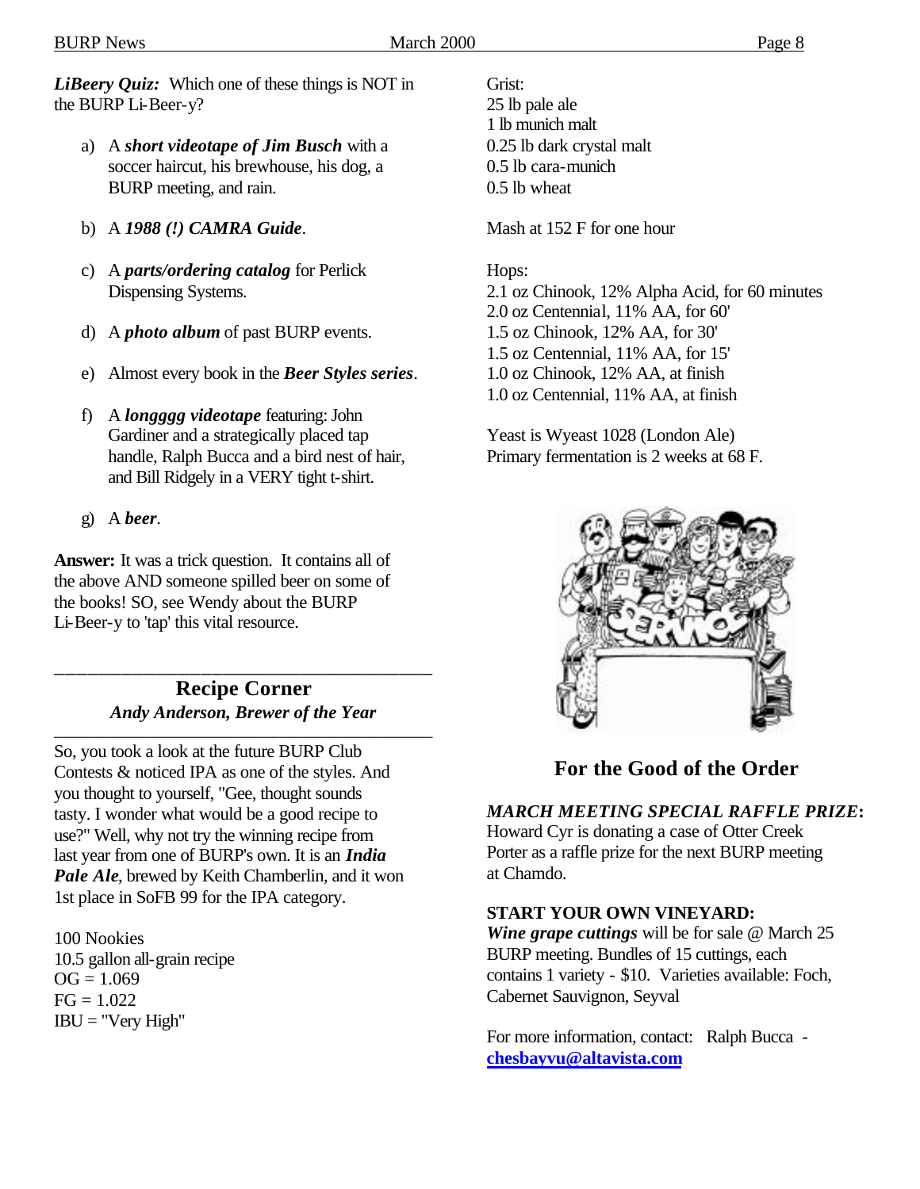***LiBeery Quiz:*** Which one of these things is NOT in the BURP Li-Beer-y?

a) A ***short videotape of Jim Busch*** with a soccer haircut, his brewhouse, his dog, a BURP meeting, and rain.

b) A ***1988 (!) CAMRA Guide***.

c) A ***parts/ordering catalog*** for Perlick Dispensing Systems.

d) A ***photo album*** of past BURP events.

e) Almost every book in the ***Beer Styles series***.

f) A ***longggg videotape*** featuring: John Gardiner and a strategically placed tap handle, Ralph Bucca and a bird nest of hair, and Bill Ridgely in a VERY tight t-shirt.

g) A ***beer***.

**Answer:** It was a trick question. It contains all of the above AND someone spilled beer on some of the books! SO, see Wendy about the BURP Li-Beer-y to 'tap' this vital resource.

---

## Recipe Corner

***Andy Anderson, Brewer of the Year***

---

So, you took a look at the future BURP Club Contests & noticed IPA as one of the styles. And you thought to yourself, "Gee, thought sounds tasty. I wonder what would be a good recipe to use?" Well, why not try the winning recipe from last year from one of BURP's own. It is an ***India Pale Ale***, brewed by Keith Chamberlin, and it won 1st place in SoFB 99 for the IPA category.

100 Nookies
10.5 gallon all-grain recipe
OG = 1.069
FG = 1.022
IBU = "Very High"

Grist:
25 lb pale ale
1 lb munich malt
0.25 lb dark crystal malt
0.5 lb cara-munich
0.5 lb wheat

Mash at 152 F for one hour

Hops:
2.1 oz Chinook, 12% Alpha Acid, for 60 minutes
2.0 oz Centennial, 11% AA, for 60'
1.5 oz Chinook, 12% AA, for 30'
1.5 oz Centennial, 11% AA, for 15'
1.0 oz Chinook, 12% AA, at finish
1.0 oz Centennial, 11% AA, at finish

Yeast is Wyeast 1028 (London Ale)
Primary fermentation is 2 weeks at 68 F.

## For the Good of the Order

***MARCH MEETING SPECIAL RAFFLE PRIZE*:**
Howard Cyr is donating a case of Otter Creek Porter as a raffle prize for the next BURP meeting at Chamdo.

**START YOUR OWN VINEYARD:**
***Wine grape cuttings*** will be for sale @ March 25 BURP meeting. Bundles of 15 cuttings, each contains 1 variety - $10. Varieties available: Foch, Cabernet Sauvignon, Seyval

For more information, contact: Ralph Bucca - **chesbayvu@altavista.com**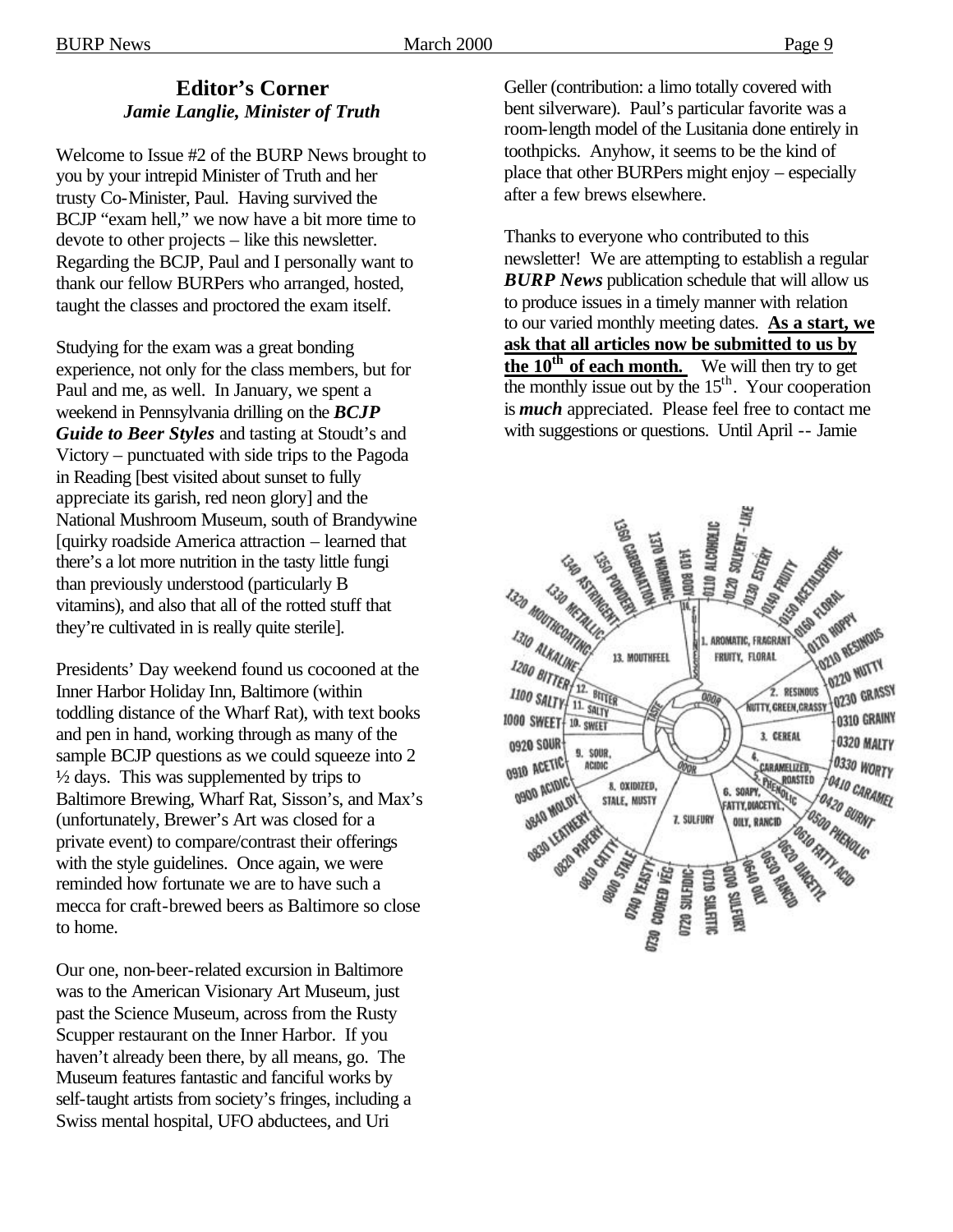## Editor's Corner

***Jamie Langlie, Minister of Truth***

Welcome to Issue #2 of the BURP News brought to you by your intrepid Minister of Truth and her trusty Co-Minister, Paul. Having survived the BCJP "exam hell," we now have a bit more time to devote to other projects – like this newsletter. Regarding the BCJP, Paul and I personally want to thank our fellow BURPers who arranged, hosted, taught the classes and proctored the exam itself.

Studying for the exam was a great bonding experience, not only for the class members, but for Paul and me, as well. In January, we spent a weekend in Pennsylvania drilling on the ***BCJP Guide to Beer Styles*** and tasting at Stoudt's and Victory – punctuated with side trips to the Pagoda in Reading [best visited about sunset to fully appreciate its garish, red neon glory] and the National Mushroom Museum, south of Brandywine [quirky roadside America attraction – learned that there's a lot more nutrition in the tasty little fungi than previously understood (particularly B vitamins), and also that all of the rotted stuff that they're cultivated in is really quite sterile].

Presidents' Day weekend found us cocooned at the Inner Harbor Holiday Inn, Baltimore (within toddling distance of the Wharf Rat), with text books and pen in hand, working through as many of the sample BCJP questions as we could squeeze into 2 ½ days. This was supplemented by trips to Baltimore Brewing, Wharf Rat, Sisson's, and Max's (unfortunately, Brewer's Art was closed for a private event) to compare/contrast their offerings with the style guidelines. Once again, we were reminded how fortunate we are to have such a mecca for craft-brewed beers as Baltimore so close to home.

Our one, non-beer-related excursion in Baltimore was to the American Visionary Art Museum, just past the Science Museum, across from the Rusty Scupper restaurant on the Inner Harbor. If you haven't already been there, by all means, go. The Museum features fantastic and fanciful works by self-taught artists from society's fringes, including a Swiss mental hospital, UFO abductees, and Uri Geller (contribution: a limo totally covered with bent silverware). Paul's particular favorite was a room-length model of the Lusitania done entirely in toothpicks. Anyhow, it seems to be the kind of place that other BURPers might enjoy – especially after a few brews elsewhere.

Thanks to everyone who contributed to this newsletter! We are attempting to establish a regular ***BURP News*** publication schedule that will allow us to produce issues in a timely manner with relation to our varied monthly meeting dates. **As a start, we ask that all articles now be submitted to us by the 10th of each month.** We will then try to get the monthly issue out by the 15th. Your cooperation is ***much*** appreciated. Please feel free to contact me with suggestions or questions. Until April -- Jamie

1. AROMATIC, FRAGRANT FRUITY, FLORAL
2. RESINOUS NUTTY, GREEN, GRASSY
3. CEREAL
4. CARAMELIZED, ROASTED
5. PHENOLIC
6. SOAPY, FATTY, DIACETYL, OILY, RANCID
7. SULFURY
8. OXIDIZED, STALE, MUSTY
9. SOUR, ACIDIC
10. SWEET
11. SALTY
12. BITTER
13. MOUTHFEEL
14. FULLNESS

ODOR
TASTE

0110 ALCOHOLIC
0120 SOLVENT-LIKE
0130 ESTERY
0140 FRUITY
0150 ACETALDEHYDE
0160 FLORAL
0170 HOPPY
0210 RESINOUS
0220 NUTTY
0230 GRASSY
0310 GRAINY
0320 MALTY
0330 WORTY
0410 CARAMEL
0420 BURNT
0500 PHENOLIC
0610 FATTY ACID
0620 DIACETYL
0630 RANCID
0640 OILY
0700 SULFURY
0710 SULFITIC
0720 SULFIDIC
0730 COOKED VEG
0740 YEASTY
0800 STALE
0810 CATTY
0820 PAPERY
0830 LEATHERY
0840 MOLDY
0900 ACIDIC
0910 ACETIC
0920 SOUR
1000 SWEET
1100 SALTY
1200 BITTER
1310 ALKALINE
1320 MOUTHCOATING
1330 METALLIC
1340 ASTRINGENT
1350 POWDERY
1360 CARBONATION
1370 WARMING
1410 BODY